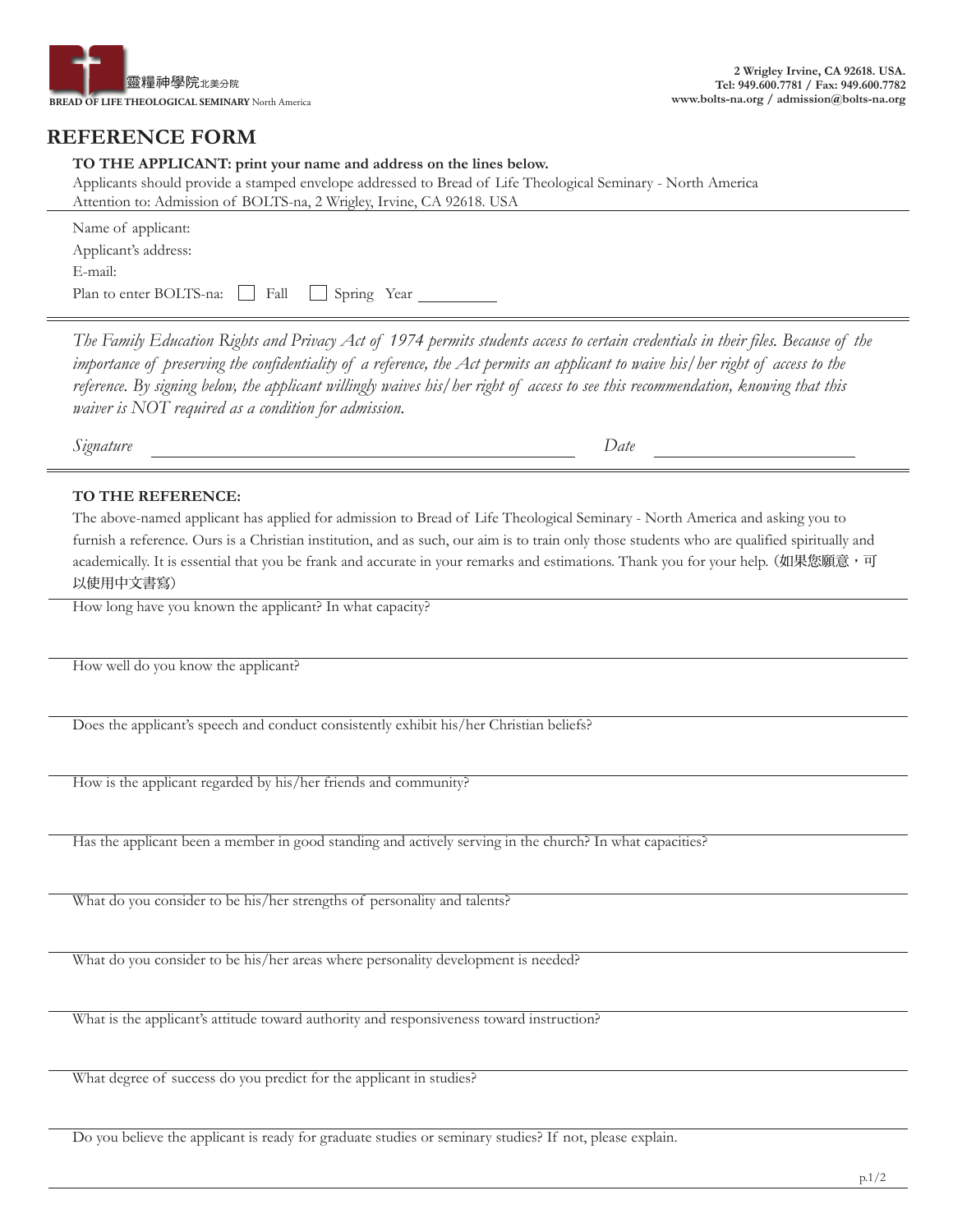靈糧神學院北美分院
BREAD OF LIFE THEOLOGICAL SEMINARY North America

2 Wrigley Irvine, CA 92618. USA.
Tel: 949.600.7781 / Fax: 949.600.7782
www.bolts-na.org / admission@bolts-na.org

# REFERENCE FORM

**TO THE APPLICANT: print your name and address on the lines below.**
Applicants should provide a stamped envelope addressed to Bread of Life Theological Seminary - North America
Attention to: Admission of BOLTS-na, 2 Wrigley, Irvine, CA 92618. USA

Name of applicant:
Applicant's address:
E-mail:
Plan to enter BOLTS-na: ☐ Fall ☐ Spring Year ________

*The Family Education Rights and Privacy Act of 1974 permits students access to certain credentials in their files. Because of the importance of preserving the confidentiality of a reference, the Act permits an applicant to waive his/her right of access to the reference. By signing below, the applicant willingly waives his/her right of access to see this recommendation, knowing that this waiver is NOT required as a condition for admission.*

*Signature* ______________________________ *Date* ________________

**TO THE REFERENCE:**
The above-named applicant has applied for admission to Bread of Life Theological Seminary - North America and asking you to furnish a reference. Ours is a Christian institution, and as such, our aim is to train only those students who are qualified spiritually and academically. It is essential that you be frank and accurate in your remarks and estimations. Thank you for your help. (如果您願意，可以使用中文書寫)

How long have you known the applicant? In what capacity?

How well do you know the applicant?

Does the applicant's speech and conduct consistently exhibit his/her Christian beliefs?

How is the applicant regarded by his/her friends and community?

Has the applicant been a member in good standing and actively serving in the church? In what capacities?

What do you consider to be his/her strengths of personality and talents?

What do you consider to be his/her areas where personality development is needed?

What is the applicant's attitude toward authority and responsiveness toward instruction?

What degree of success do you predict for the applicant in studies?

Do you believe the applicant is ready for graduate studies or seminary studies? If not, please explain.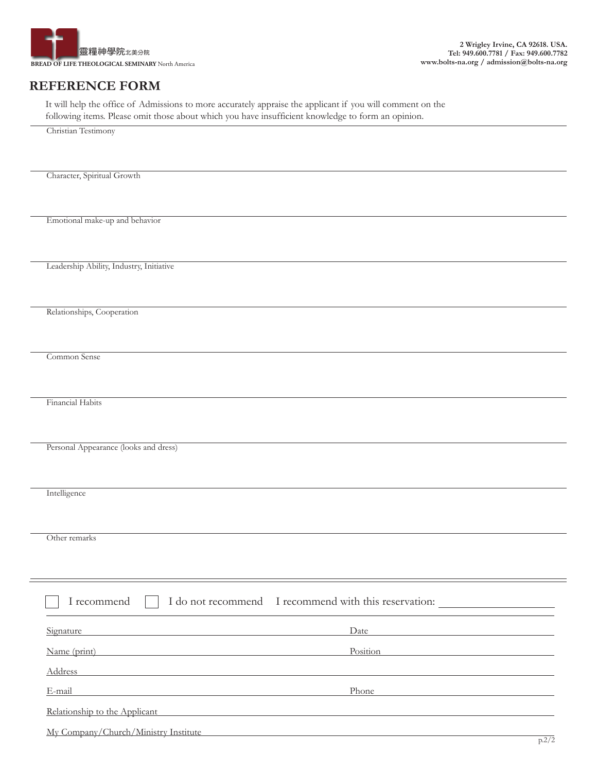靈糧神學院北美分院
**BREAD OF LIFE THEOLOGICAL SEMINARY** North America

**2 Wrigley Irvine, CA 92618. USA.**
**Tel: 949.600.7781 / Fax: 949.600.7782**
**www.bolts-na.org / admission@bolts-na.org**

# REFERENCE FORM

It will help the office of Admissions to more accurately appraise the applicant if you will comment on the following items. Please omit those about which you have insufficient knowledge to form an opinion.

Christian Testimony

Character, Spiritual Growth

Emotional make-up and behavior

Leadership Ability, Industry, Initiative

Relationships, Cooperation

Common Sense

Financial Habits

Personal Appearance (looks and dress)

Intelligence

Other remarks

☐ I recommend ☐ I do not recommend I recommend with this reservation: ____________________

Signature ____________________ Date ____________________

Name (print) ____________________ Position ____________________

Address ____________________

E-mail ____________________ Phone ____________________

Relationship to the Applicant ____________________

My Company/Church/Ministry Institute ____________________